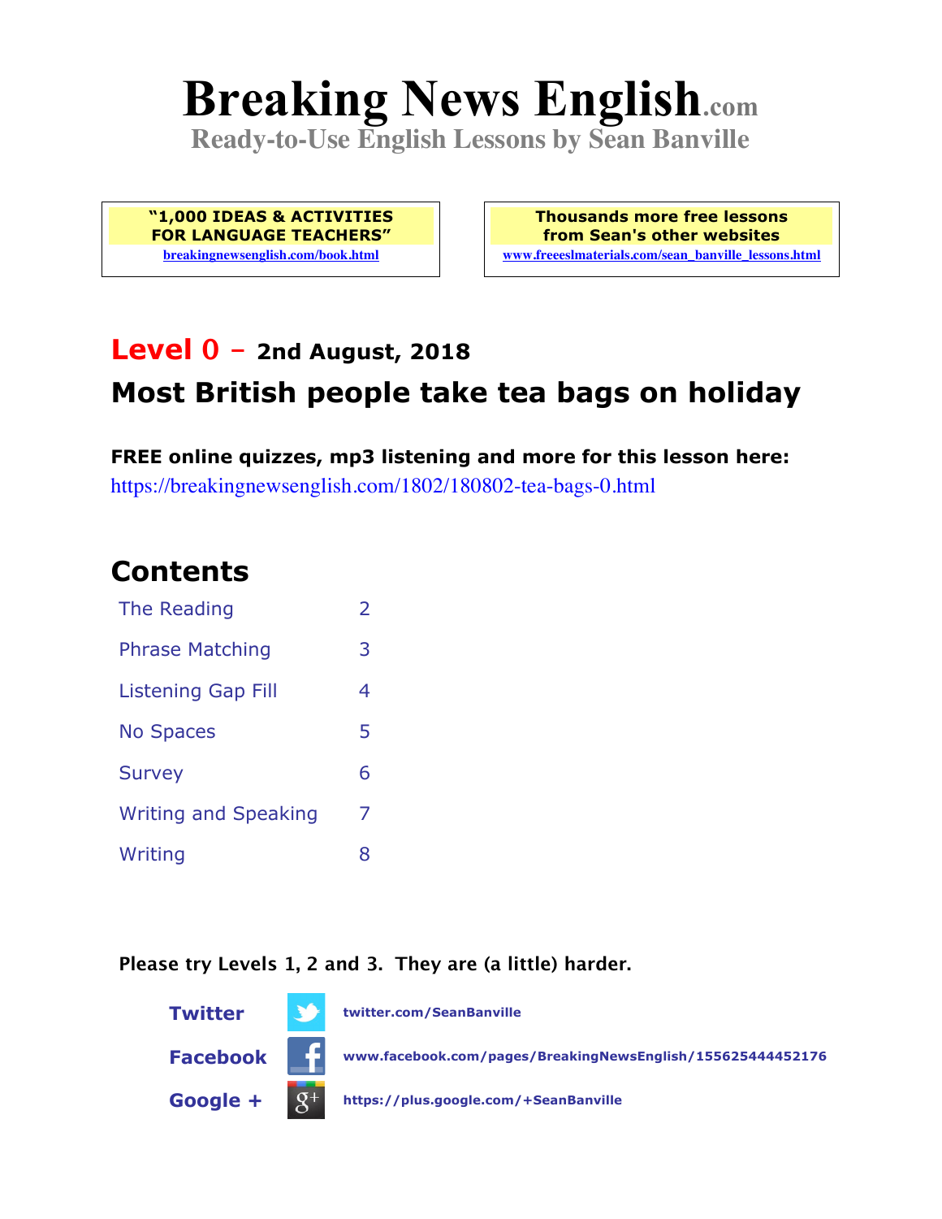# Breaking News English.com

**Ready-to-Use English Lessons by Sean Banville**

**"1,000 IDEAS & ACTIVITIES FOR LANGUAGE TEACHERS"**
breakingnewsenglish.com/book.html

**Thousands more free lessons from Sean's other websites**
www.freeeslmaterials.com/sean_banville_lessons.html

## Level 0 – 2nd August, 2018

## Most British people take tea bags on holiday

**FREE online quizzes, mp3 listening and more for this lesson here:**
https://breakingnewsenglish.com/1802/180802-tea-bags-0.html

## Contents

| | |
|---|---|
| The Reading | 2 |
| Phrase Matching | 3 |
| Listening Gap Fill | 4 |
| No Spaces | 5 |
| Survey | 6 |
| Writing and Speaking | 7 |
| Writing | 8 |

**Please try Levels 1, 2 and 3. They are (a little) harder.**

**Twitter** twitter.com/SeanBanville

**Facebook** www.facebook.com/pages/BreakingNewsEnglish/155625444452176

**Google +** https://plus.google.com/+SeanBanville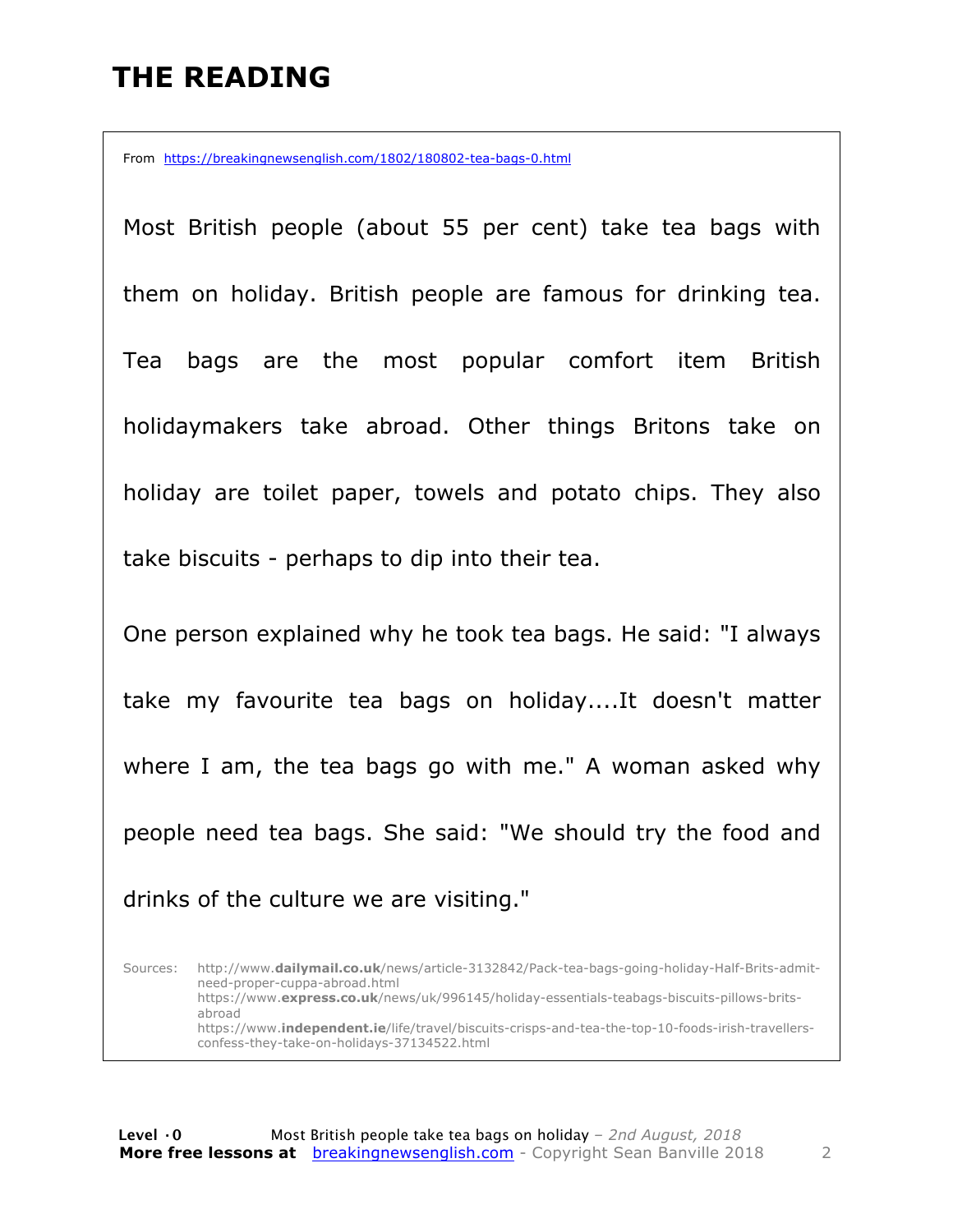# THE READING

From https://breakingnewsenglish.com/1802/180802-tea-bags-0.html

Most British people (about 55 per cent) take tea bags with them on holiday. British people are famous for drinking tea. Tea bags are the most popular comfort item British holidaymakers take abroad. Other things Britons take on holiday are toilet paper, towels and potato chips. They also take biscuits - perhaps to dip into their tea.

One person explained why he took tea bags. He said: "I always take my favourite tea bags on holiday....It doesn't matter where I am, the tea bags go with me." A woman asked why people need tea bags. She said: "We should try the food and drinks of the culture we are visiting."

Sources: http://www.**dailymail.co.uk**/news/article-3132842/Pack-tea-bags-going-holiday-Half-Brits-admit-need-proper-cuppa-abroad.html
https://www.**express.co.uk**/news/uk/996145/holiday-essentials-teabags-biscuits-pillows-brits-abroad
https://www.**independent.ie**/life/travel/biscuits-crisps-and-tea-the-top-10-foods-irish-travellers-confess-they-take-on-holidays-37134522.html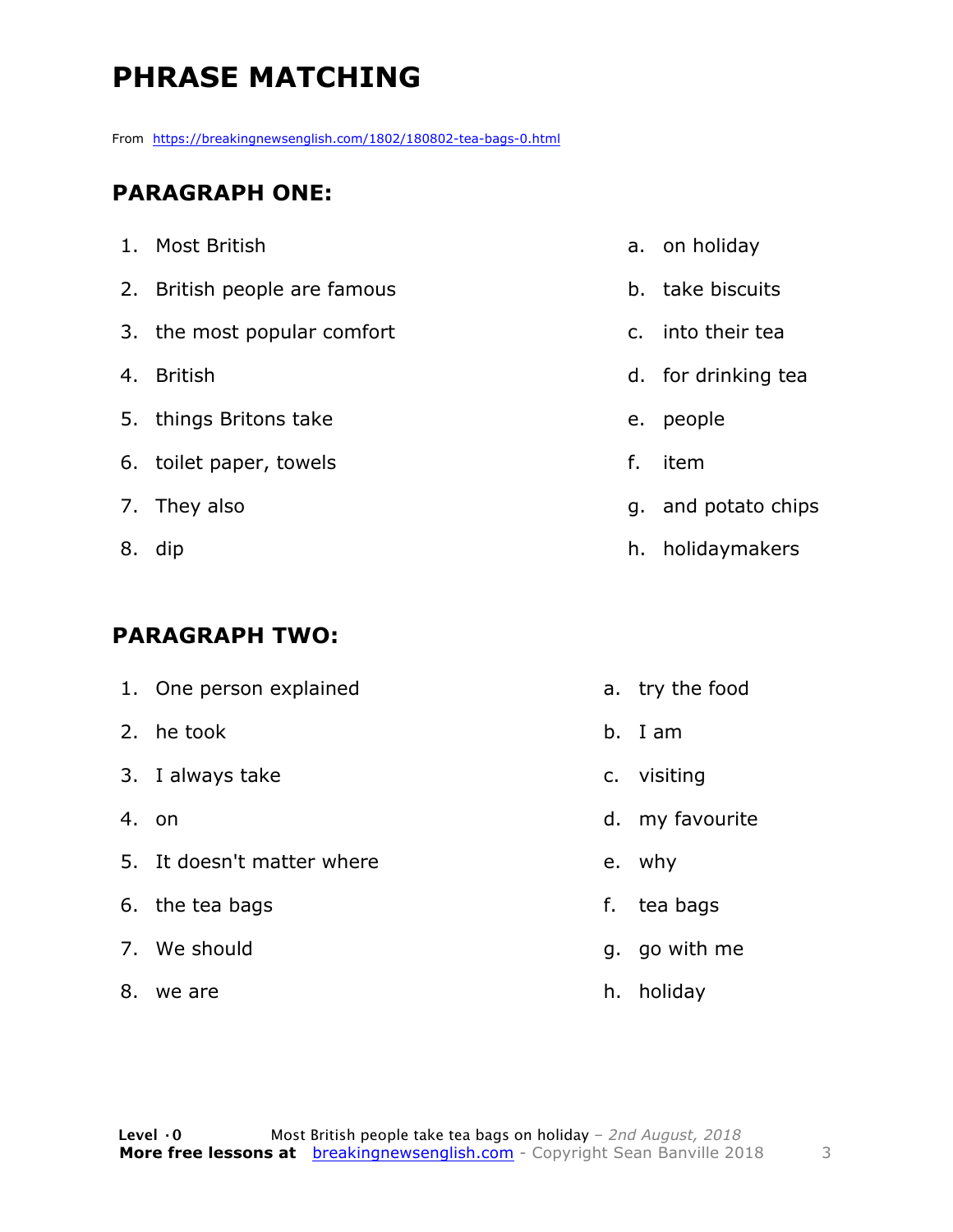# PHRASE MATCHING

From https://breakingnewsenglish.com/1802/180802-tea-bags-0.html

## PARAGRAPH ONE:

1. Most British
2. British people are famous
3. the most popular comfort
4. British
5. things Britons take
6. toilet paper, towels
7. They also
8. dip

a. on holiday
b. take biscuits
c. into their tea
d. for drinking tea
e. people
f. item
g. and potato chips
h. holidaymakers

## PARAGRAPH TWO:

1. One person explained
2. he took
3. I always take
4. on
5. It doesn't matter where
6. the tea bags
7. We should
8. we are

a. try the food
b. I am
c. visiting
d. my favourite
e. why
f. tea bags
g. go with me
h. holiday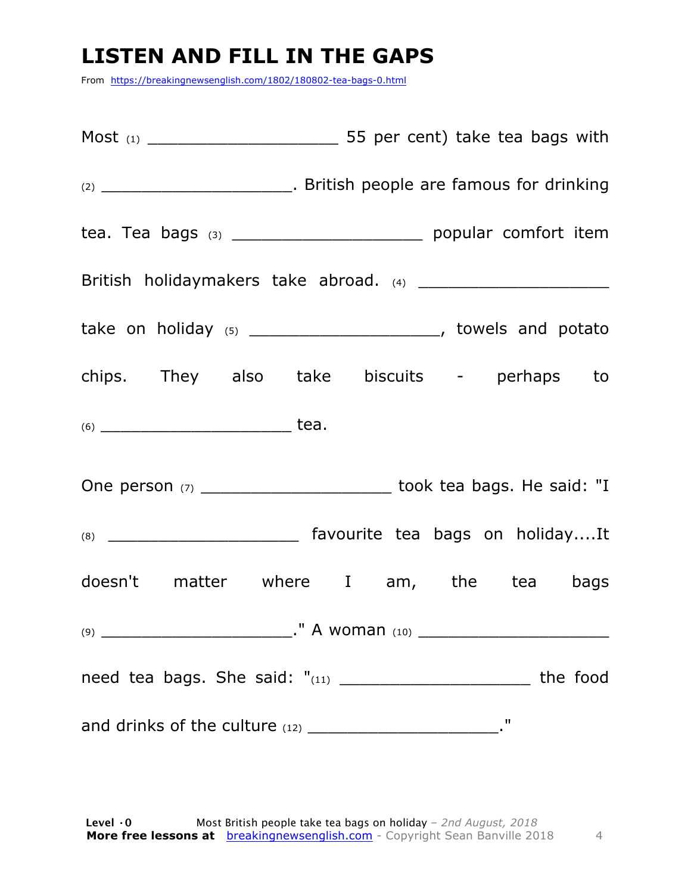# LISTEN AND FILL IN THE GAPS

From https://breakingnewsenglish.com/1802/180802-tea-bags-0.html

Most (1) ____________________ 55 per cent) take tea bags with (2) ____________________. British people are famous for drinking tea. Tea bags (3) ____________________ popular comfort item British holidaymakers take abroad. (4) ____________________ take on holiday (5) ____________________, towels and potato chips. They also take biscuits - perhaps to (6) ____________________ tea.

One person (7) ____________________ took tea bags. He said: "I (8) ____________________ favourite tea bags on holiday....It doesn't matter where I am, the tea bags (9) ____________________." A woman (10) ____________________ need tea bags. She said: "(11) ____________________ the food and drinks of the culture (12) ____________________."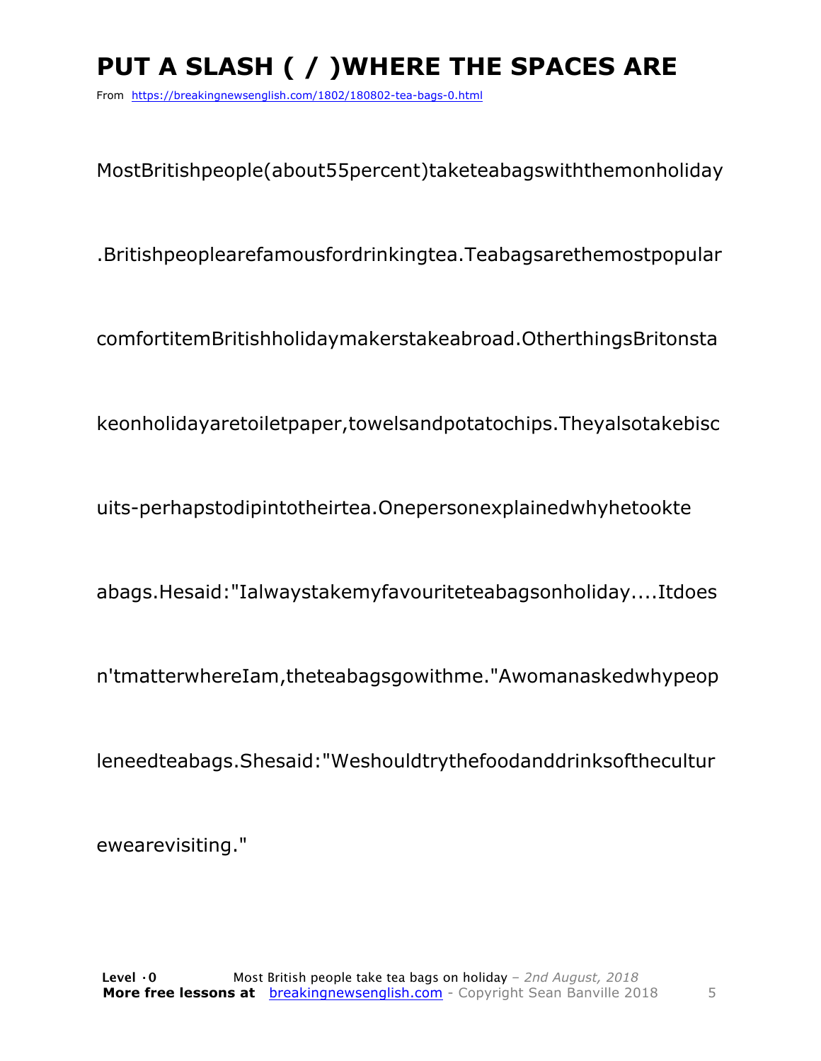# PUT A SLASH ( / )WHERE THE SPACES ARE

From https://breakingnewsenglish.com/1802/180802-tea-bags-0.html

MostBritishpeople(about55percent)taketeabagswiththemonholiday

.Britishpeoplearefamousfordrinkingtea.Teabagsarethemostpopular

comfortitemBritishholidaymakerstakeabroad.OtherthingsBritonsta

keonholidayaretoiletpaper,towelsandpotatochips.Theyalsotakebisc

uits-perhapstodipintotheirtea.Onepersonexplainedwhyhetookte

abags.Hesaid:"Ialwaystakemyfavouriteteabagsonholiday....Itdoes

n'tmatterwhereIam,theteabagsgowithme."Awomanaskedwhypeop

leneedteabags.Shesaid:"Weshouldtrythefoodanddrinksofthecultur

ewearevisiting."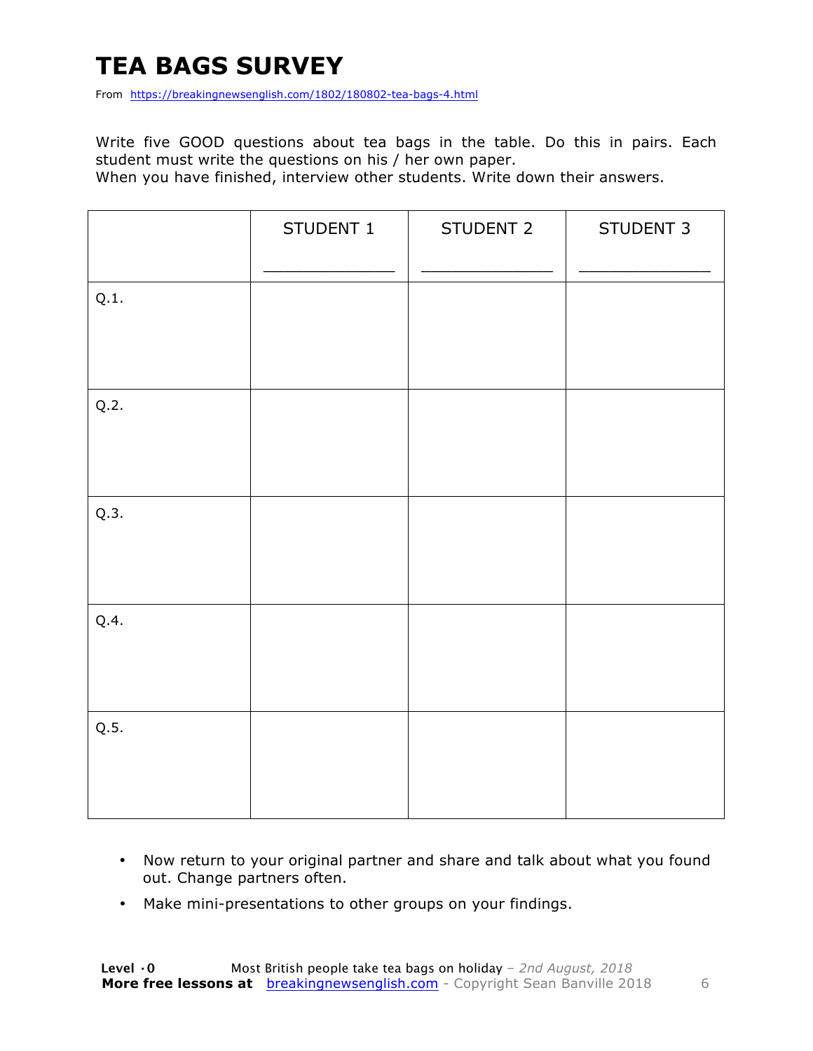# TEA BAGS SURVEY

From https://breakingnewsenglish.com/1802/180802-tea-bags-4.html

Write five GOOD questions about tea bags in the table. Do this in pairs. Each student must write the questions on his / her own paper.
When you have finished, interview other students. Write down their answers.

| | STUDENT 1<br>_____________ | STUDENT 2<br>_____________ | STUDENT 3<br>_____________ |
|---|---|---|---|
| Q.1. | | | |
| Q.2. | | | |
| Q.3. | | | |
| Q.4. | | | |
| Q.5. | | | |

- Now return to your original partner and share and talk about what you found out. Change partners often.
- Make mini-presentations to other groups on your findings.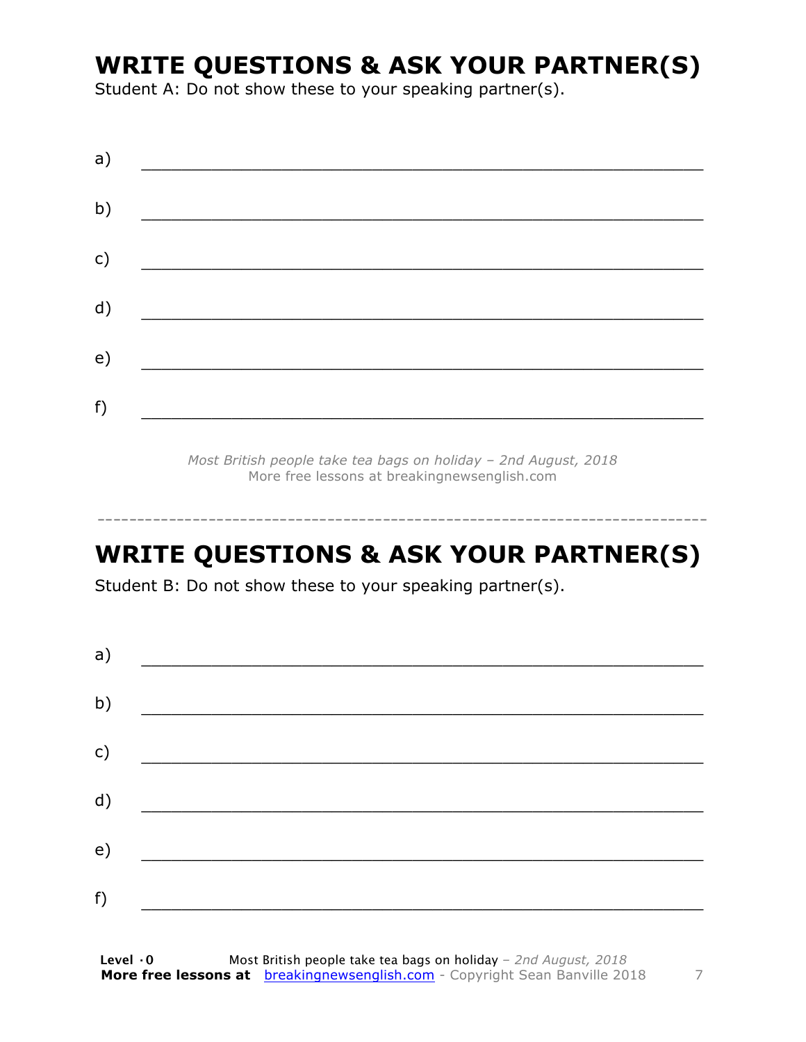# WRITE QUESTIONS & ASK YOUR PARTNER(S)

Student A: Do not show these to your speaking partner(s).

a) ________________________________________________

b) ________________________________________________

c) ________________________________________________

d) ________________________________________________

e) ________________________________________________

f) ________________________________________________

*Most British people take tea bags on holiday – 2nd August, 2018*
More free lessons at breakingnewsenglish.com

---

# WRITE QUESTIONS & ASK YOUR PARTNER(S)

Student B: Do not show these to your speaking partner(s).

a) ________________________________________________

b) ________________________________________________

c) ________________________________________________

d) ________________________________________________

e) ________________________________________________

f) ________________________________________________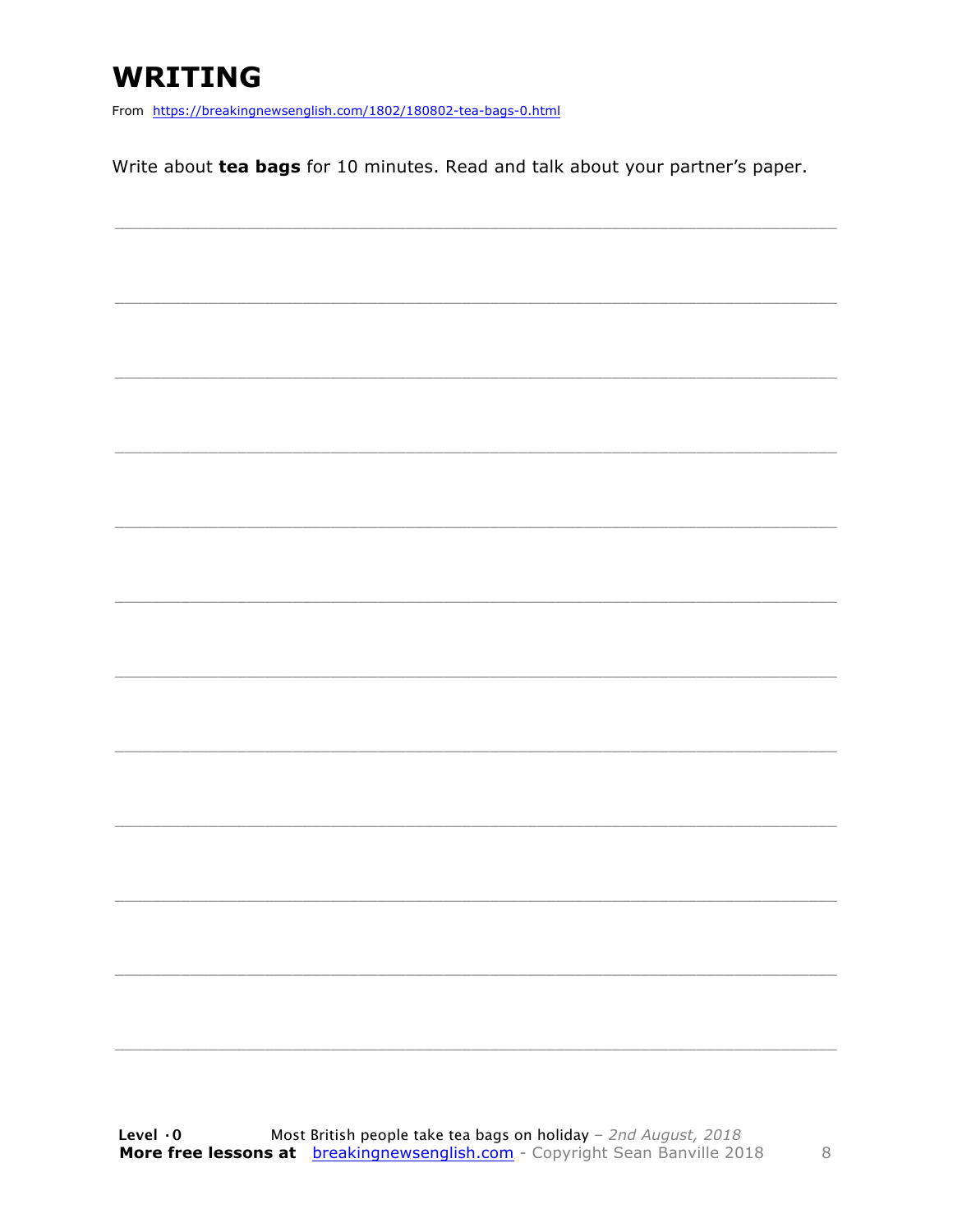# WRITING

From https://breakingnewsenglish.com/1802/180802-tea-bags-0.html

Write about **tea bags** for 10 minutes. Read and talk about your partner's paper.